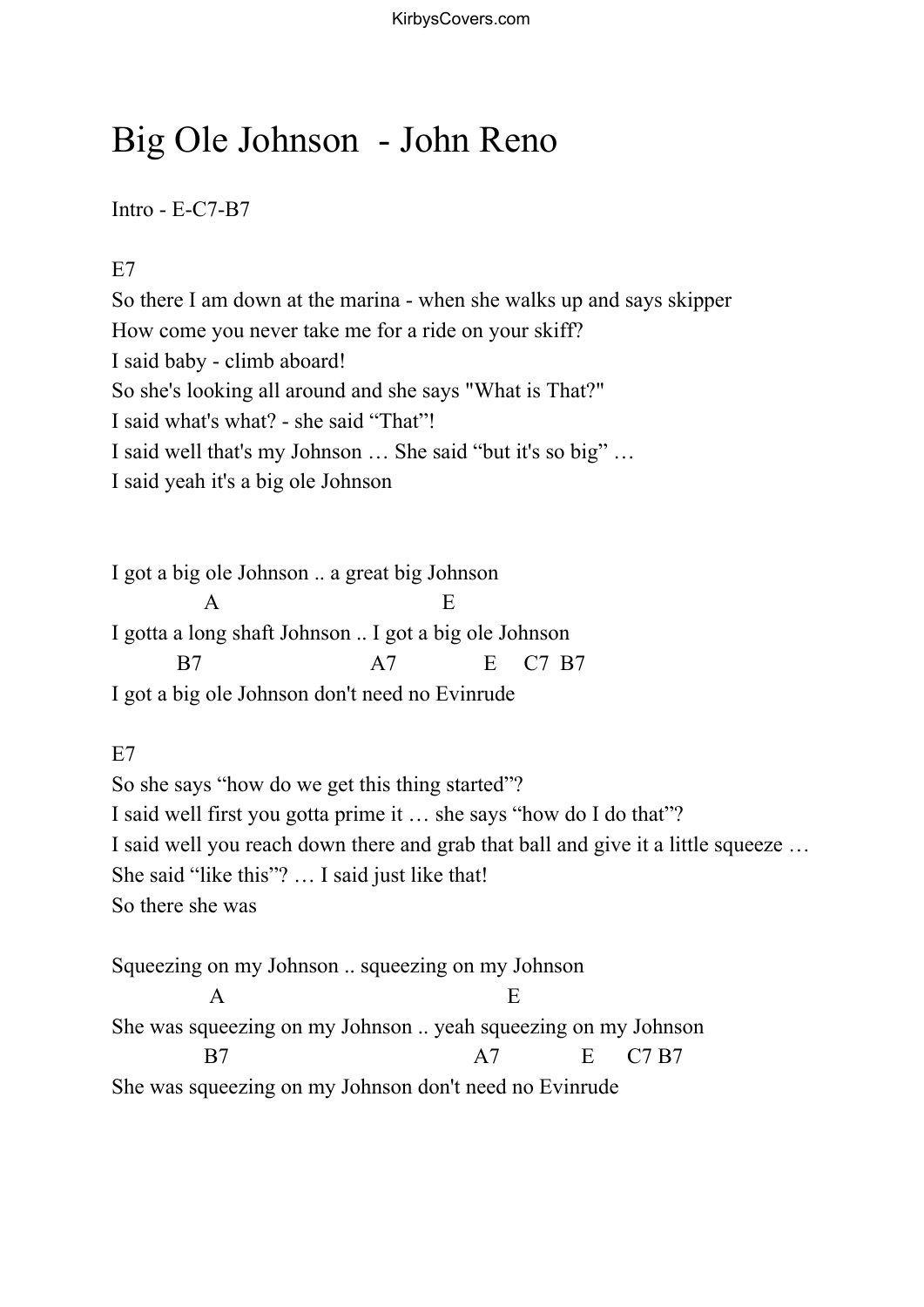# Big Ole Johnson  - John Reno

Intro - E-C7-B7

```
E7
So there I am down at the marina - when she walks up and says skipper
How come you never take me for a ride on your skiff?
I said baby - climb aboard!
So she's looking all around and she says "What is That?"
I said what's what? - she said “That”!
I said well that's my Johnson … She said “but it's so big” …
I said yeah it's a big ole Johnson


I got a big ole Johnson .. a great big Johnson
             A                                   E
I gotta a long shaft Johnson .. I got a big ole Johnson
         B7                          A7              E     C7  B7
I got a big ole Johnson don't need no Evinrude

E7
So she says “how do we get this thing started”?
I said well first you gotta prime it … she says “how do I do that”?
I said well you reach down there and grab that ball and give it a little squeeze …
She said “like this”? … I said just like that!
So there she was

Squeezing on my Johnson .. squeezing on my Johnson
              A                                          E
She was squeezing on my Johnson .. yeah squeezing on my Johnson
             B7                                  A7              E      C7 B7
She was squeezing on my Johnson don't need no Evinrude
```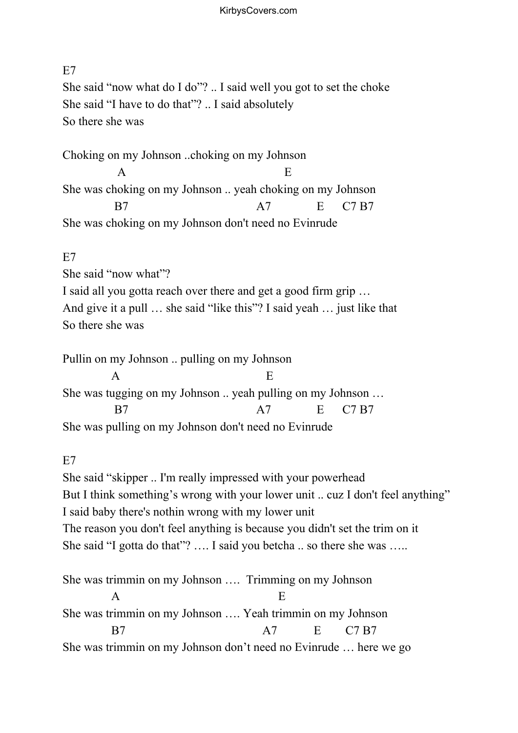```
E7
She said "now what do I do"? .. I said well you got to set the choke
She said "I have to do that"? .. I said absolutely
So there she was

Choking on my Johnson ..choking on my Johnson
              A                                          E
She was choking on my Johnson .. yeah choking on my Johnson
             B7                                A7           E      C7 B7
She was choking on my Johnson don't need no Evinrude

E7
She said "now what"?
I said all you gotta reach over there and get a good firm grip …
And give it a pull … she said "like this"? I said yeah … just like that
So there she was

Pullin on my Johnson .. pulling on my Johnson
             A                                     E
She was tugging on my Johnson .. yeah pulling on my Johnson …
             B7                                A7           E      C7 B7
She was pulling on my Johnson don't need no Evinrude

E7
She said "skipper .. I'm really impressed with your powerhead
But I think something's wrong with your lower unit .. cuz I don't feel anything"
I said baby there's nothin wrong with my lower unit
The reason you don't feel anything is because you didn't set the trim on it
She said "I gotta do that"? …. I said you betcha .. so there she was …..

She was trimmin on my Johnson ….  Trimming on my Johnson
             A                                        E
She was trimmin on my Johnson …. Yeah trimmin on my Johnson
             B7                                  A7          E       C7 B7
She was trimmin on my Johnson don't need no Evinrude … here we go
```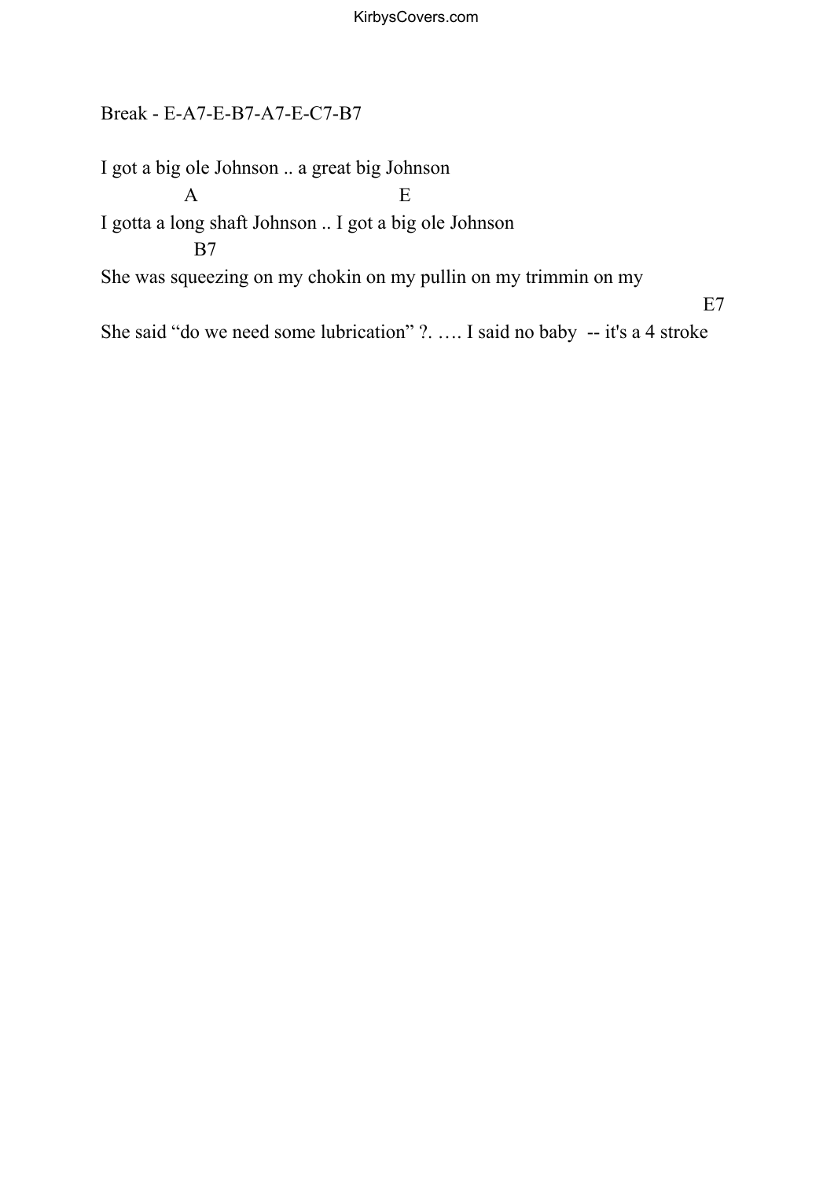Break - E-A7-E-B7-A7-E-C7-B7

```
I got a big ole Johnson .. a great big Johnson
             A                                    E
I gotta a long shaft Johnson .. I got a big ole Johnson
                B7
She was squeezing on my chokin on my pullin on my trimmin on my
                                                                                                    E7
She said “do we need some lubrication” ?. …. I said no baby  -- it's a 4 stroke
```